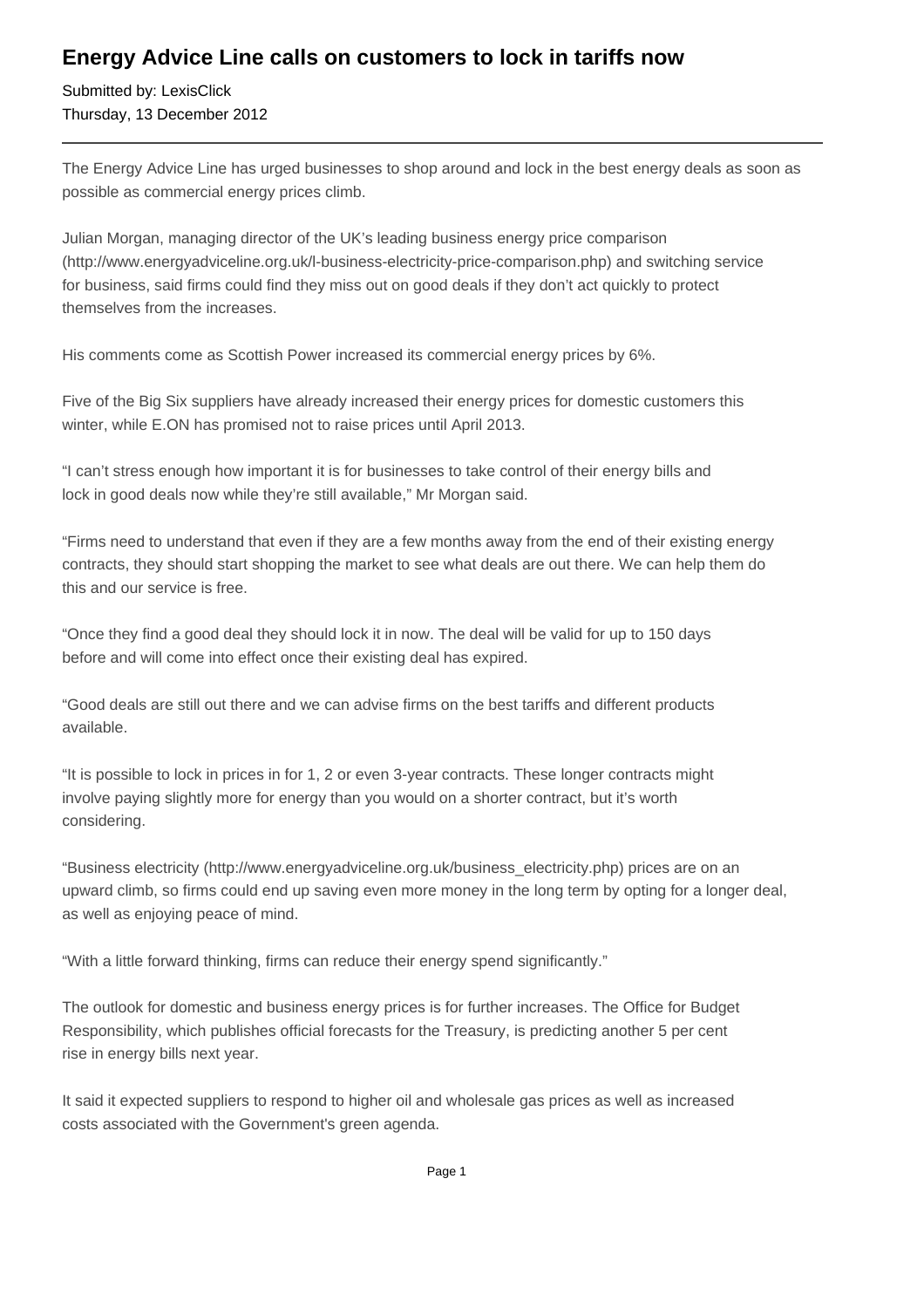# Energy Advice Line calls on customers to lock in tariffs now

Submitted by: LexisClick
Thursday, 13 December 2012

---

The Energy Advice Line has urged businesses to shop around and lock in the best energy deals as soon as possible as commercial energy prices climb.

Julian Morgan, managing director of the UK's leading business energy price comparison (http://www.energyadviceline.org.uk/l-business-electricity-price-comparison.php) and switching service for business, said firms could find they miss out on good deals if they don't act quickly to protect themselves from the increases.

His comments come as Scottish Power increased its commercial energy prices by 6%.

Five of the Big Six suppliers have already increased their energy prices for domestic customers this winter, while E.ON has promised not to raise prices until April 2013.

"I can't stress enough how important it is for businesses to take control of their energy bills and lock in good deals now while they're still available," Mr Morgan said.

"Firms need to understand that even if they are a few months away from the end of their existing energy contracts, they should start shopping the market to see what deals are out there. We can help them do this and our service is free.

"Once they find a good deal they should lock it in now. The deal will be valid for up to 150 days before and will come into effect once their existing deal has expired.

"Good deals are still out there and we can advise firms on the best tariffs and different products available.

"It is possible to lock in prices in for 1, 2 or even 3-year contracts. These longer contracts might involve paying slightly more for energy than you would on a shorter contract, but it's worth considering.

"Business electricity (http://www.energyadviceline.org.uk/business_electricity.php) prices are on an upward climb, so firms could end up saving even more money in the long term by opting for a longer deal, as well as enjoying peace of mind.

"With a little forward thinking, firms can reduce their energy spend significantly."

The outlook for domestic and business energy prices is for further increases. The Office for Budget Responsibility, which publishes official forecasts for the Treasury, is predicting another 5 per cent rise in energy bills next year.

It said it expected suppliers to respond to higher oil and wholesale gas prices as well as increased costs associated with the Government's green agenda.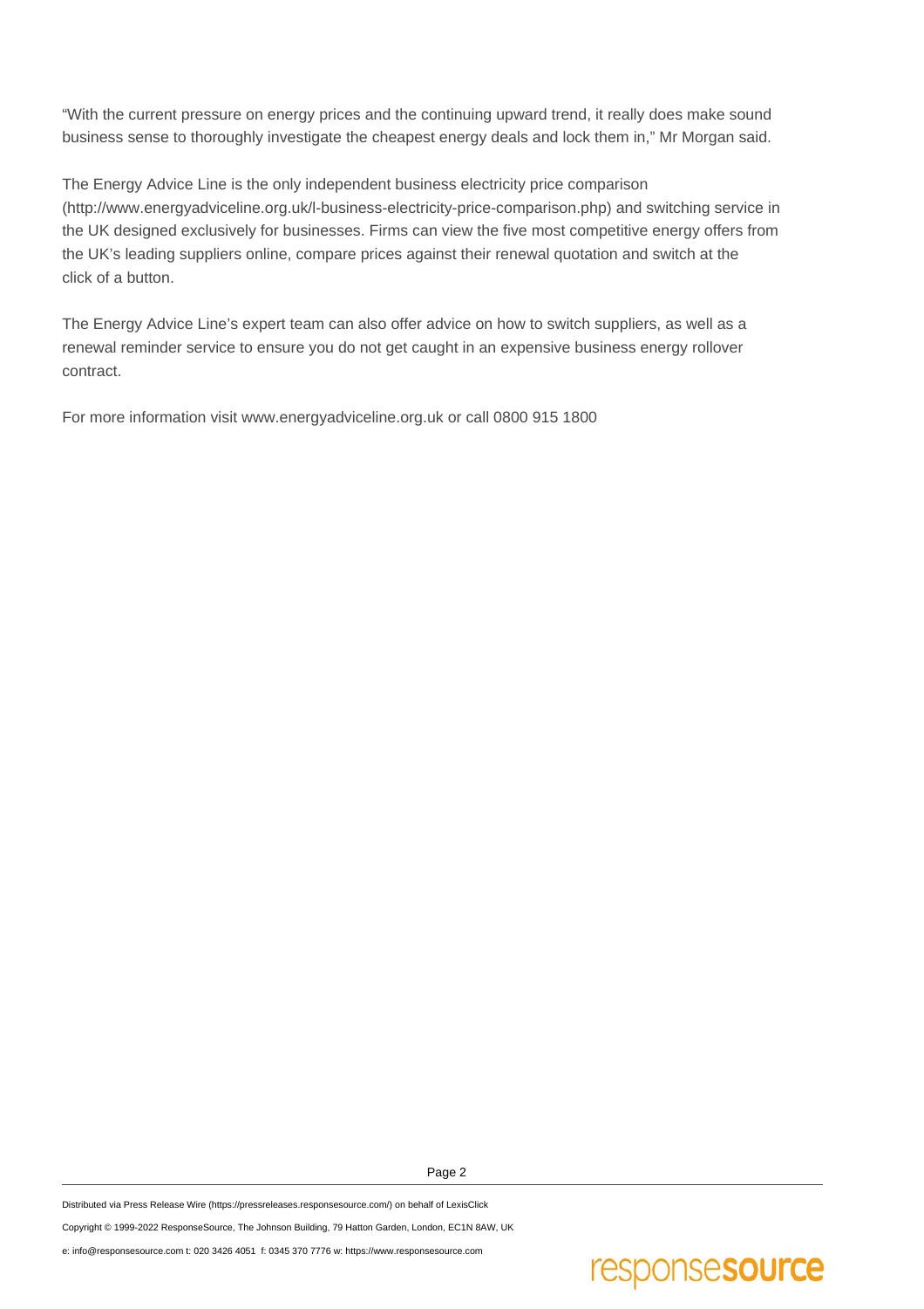"With the current pressure on energy prices and the continuing upward trend, it really does make sound business sense to thoroughly investigate the cheapest energy deals and lock them in," Mr Morgan said.

The Energy Advice Line is the only independent business electricity price comparison (http://www.energyadviceline.org.uk/l-business-electricity-price-comparison.php) and switching service in the UK designed exclusively for businesses. Firms can view the five most competitive energy offers from the UK's leading suppliers online, compare prices against their renewal quotation and switch at the click of a button.

The Energy Advice Line's expert team can also offer advice on how to switch suppliers, as well as a renewal reminder service to ensure you do not get caught in an expensive business energy rollover contract.

For more information visit www.energyadviceline.org.uk or call 0800 915 1800